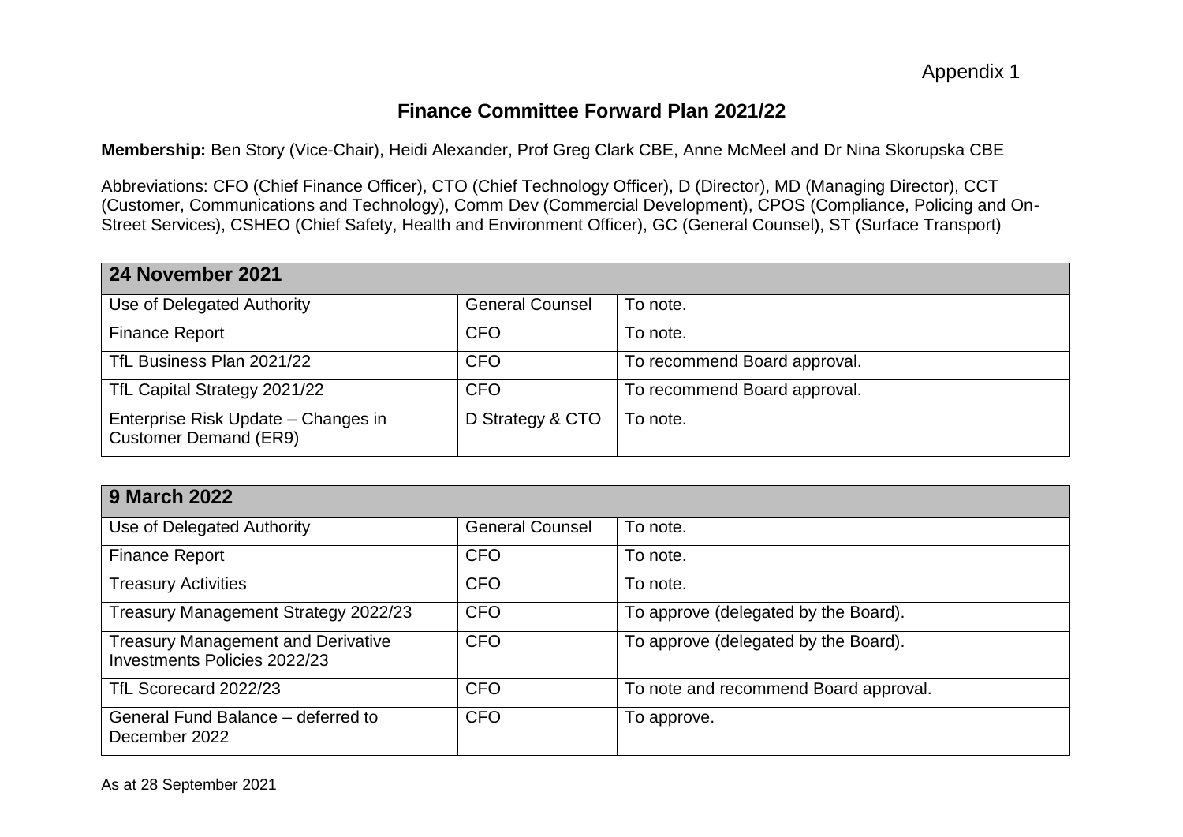Appendix 1

# Finance Committee Forward Plan 2021/22

**Membership:** Ben Story (Vice-Chair), Heidi Alexander, Prof Greg Clark CBE, Anne McMeel and Dr Nina Skorupska CBE

Abbreviations: CFO (Chief Finance Officer), CTO (Chief Technology Officer), D (Director), MD (Managing Director), CCT (Customer, Communications and Technology), Comm Dev (Commercial Development), CPOS (Compliance, Policing and On-Street Services), CSHEO (Chief Safety, Health and Environment Officer), GC (General Counsel), ST (Surface Transport)

| **24 November 2021** | | |
|---|---|---|
| Use of Delegated Authority | General Counsel | To note. |
| Finance Report | CFO | To note. |
| TfL Business Plan 2021/22 | CFO | To recommend Board approval. |
| TfL Capital Strategy 2021/22 | CFO | To recommend Board approval. |
| Enterprise Risk Update – Changes in Customer Demand (ER9) | D Strategy & CTO | To note. |

| **9 March 2022** | | |
|---|---|---|
| Use of Delegated Authority | General Counsel | To note. |
| Finance Report | CFO | To note. |
| Treasury Activities | CFO | To note. |
| Treasury Management Strategy 2022/23 | CFO | To approve (delegated by the Board). |
| Treasury Management and Derivative Investments Policies 2022/23 | CFO | To approve (delegated by the Board). |
| TfL Scorecard 2022/23 | CFO | To note and recommend Board approval. |
| General Fund Balance – deferred to December 2022 | CFO | To approve. |

As at 28 September 2021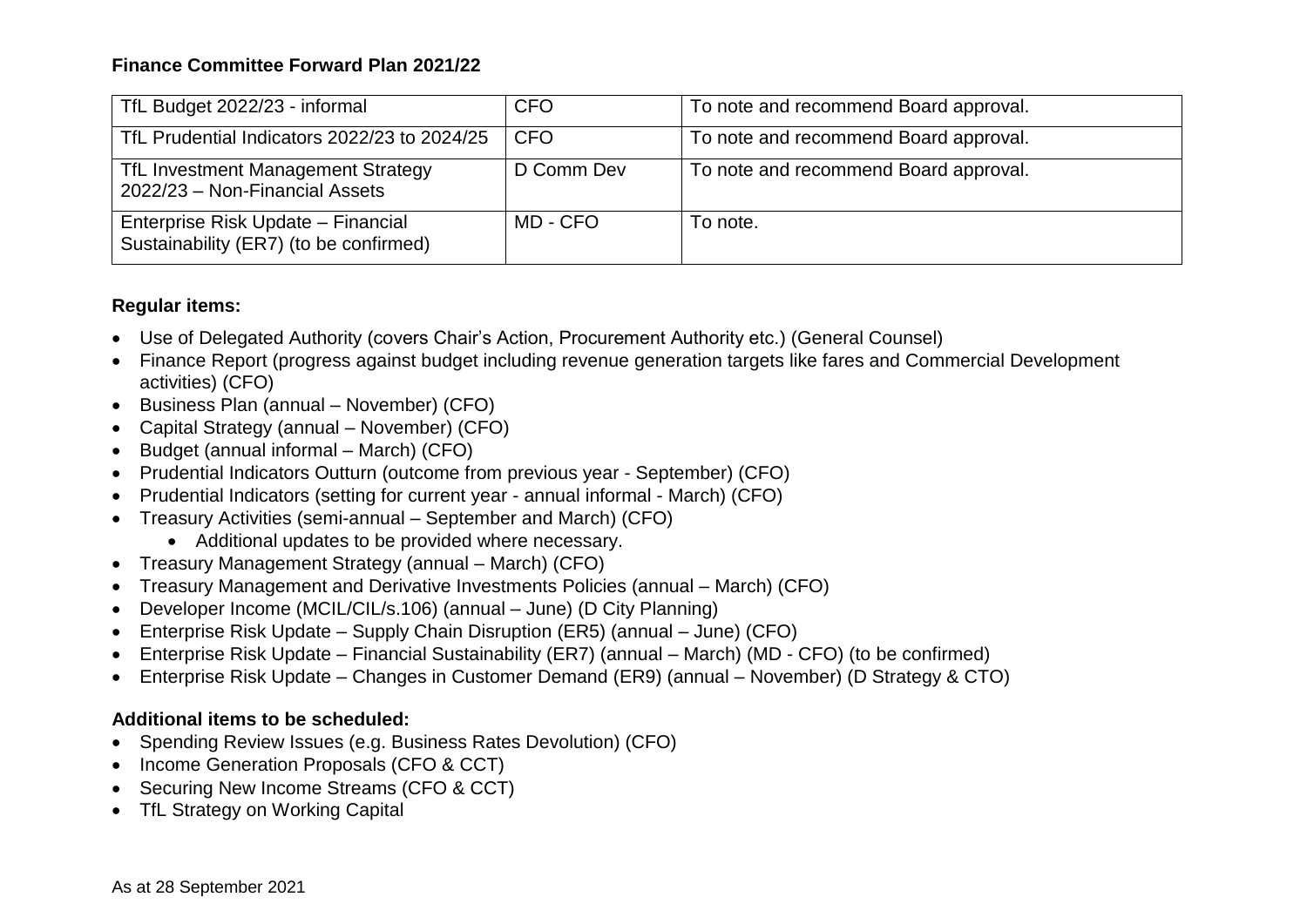**Finance Committee Forward Plan 2021/22**

| TfL Budget 2022/23 - informal | CFO | To note and recommend Board approval. |
|---|---|---|
| TfL Prudential Indicators 2022/23 to 2024/25 | CFO | To note and recommend Board approval. |
| TfL Investment Management Strategy 2022/23 – Non-Financial Assets | D Comm Dev | To note and recommend Board approval. |
| Enterprise Risk Update – Financial Sustainability (ER7) (to be confirmed) | MD - CFO | To note. |

**Regular items:**

- Use of Delegated Authority (covers Chair's Action, Procurement Authority etc.) (General Counsel)
- Finance Report (progress against budget including revenue generation targets like fares and Commercial Development activities) (CFO)
- Business Plan (annual – November) (CFO)
- Capital Strategy (annual – November) (CFO)
- Budget (annual informal – March) (CFO)
- Prudential Indicators Outturn (outcome from previous year - September) (CFO)
- Prudential Indicators (setting for current year - annual informal - March) (CFO)
- Treasury Activities (semi-annual – September and March) (CFO)
    - Additional updates to be provided where necessary.
- Treasury Management Strategy (annual – March) (CFO)
- Treasury Management and Derivative Investments Policies (annual – March) (CFO)
- Developer Income (MCIL/CIL/s.106) (annual – June) (D City Planning)
- Enterprise Risk Update – Supply Chain Disruption (ER5) (annual – June) (CFO)
- Enterprise Risk Update – Financial Sustainability (ER7) (annual – March) (MD - CFO) (to be confirmed)
- Enterprise Risk Update – Changes in Customer Demand (ER9) (annual – November) (D Strategy & CTO)

**Additional items to be scheduled:**

- Spending Review Issues (e.g. Business Rates Devolution) (CFO)
- Income Generation Proposals (CFO & CCT)
- Securing New Income Streams (CFO & CCT)
- TfL Strategy on Working Capital

As at 28 September 2021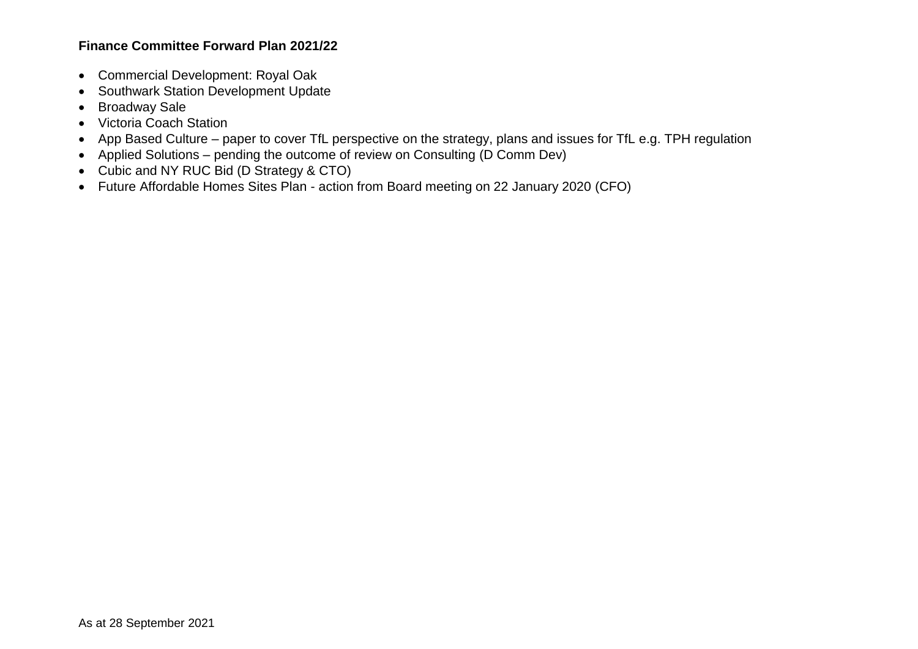**Finance Committee Forward Plan 2021/22**

- Commercial Development: Royal Oak
- Southwark Station Development Update
- Broadway Sale
- Victoria Coach Station
- App Based Culture – paper to cover TfL perspective on the strategy, plans and issues for TfL e.g. TPH regulation
- Applied Solutions – pending the outcome of review on Consulting (D Comm Dev)
- Cubic and NY RUC Bid (D Strategy & CTO)
- Future Affordable Homes Sites Plan - action from Board meeting on 22 January 2020 (CFO)

As at 28 September 2021